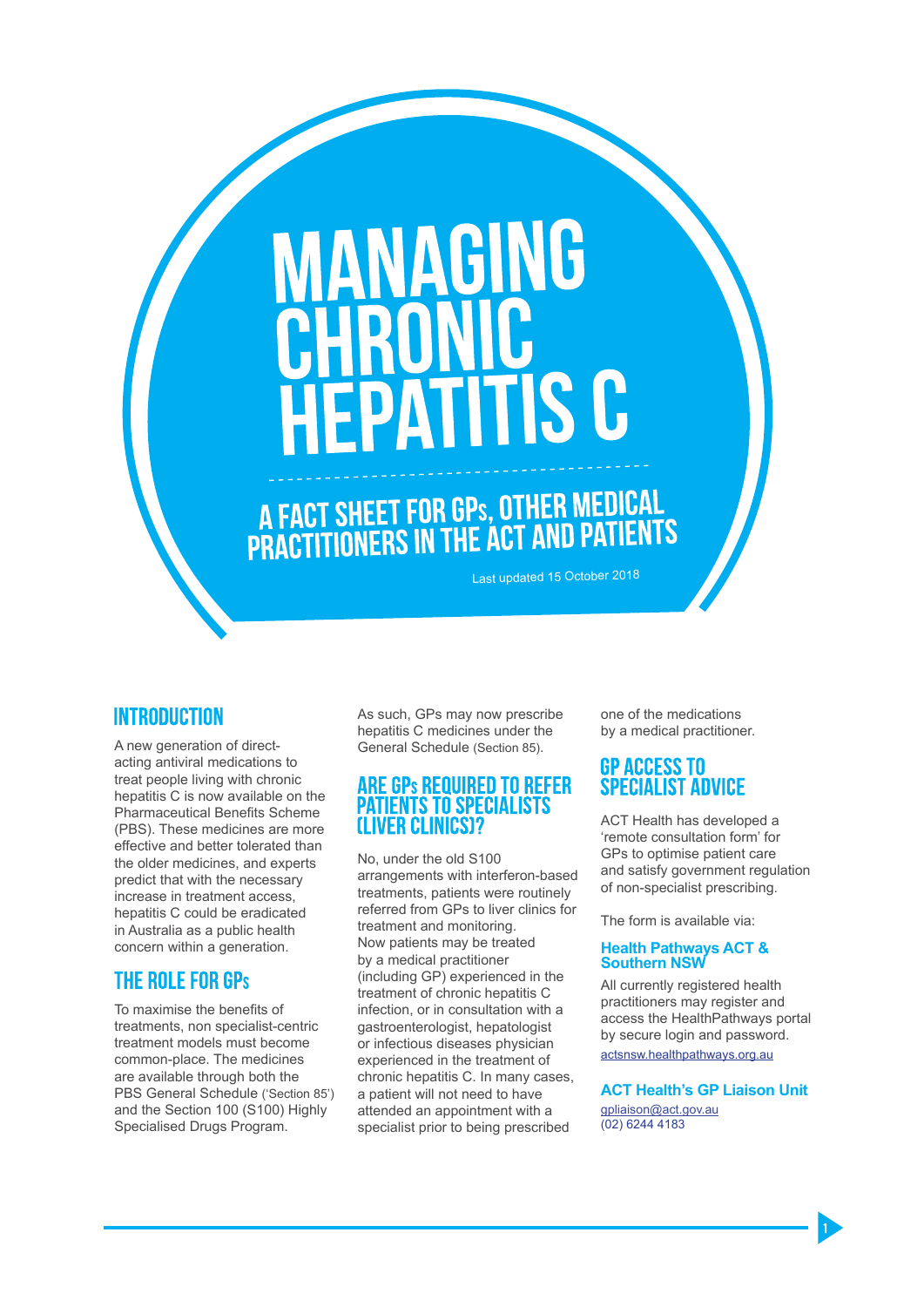# MANAGING CHRONIC HEPATITIS C

## A FACT SHEET FOR GPs, OTHER MEDICAL PRACTITIONERS IN THE ACT AND PATIENTS

Last updated 15 October 2018

## INTRODUCTION

A new generation of direct-acting antiviral medications to treat people living with chronic hepatitis C is now available on the Pharmaceutical Benefits Scheme (PBS). These medicines are more effective and better tolerated than the older medicines, and experts predict that with the necessary increase in treatment access, hepatitis C could be eradicated in Australia as a public health concern within a generation.

## THE ROLE FOR GPs

To maximise the benefits of treatments, non specialist-centric treatment models must become common-place. The medicines are available through both the PBS General Schedule ('Section 85') and the Section 100 (S100) Highly Specialised Drugs Program.

As such, GPs may now prescribe hepatitis C medicines under the General Schedule (Section 85).

## ARE GPs REQUIRED TO REFER PATIENTS TO SPECIALISTS (LIVER CLINICS)?

No, under the old S100 arrangements with interferon-based treatments, patients were routinely referred from GPs to liver clinics for treatment and monitoring.
Now patients may be treated by a medical practitioner (including GP) experienced in the treatment of chronic hepatitis C infection, or in consultation with a gastroenterologist, hepatologist or infectious diseases physician experienced in the treatment of chronic hepatitis C. In many cases, a patient will not need to have attended an appointment with a specialist prior to being prescribed one of the medications by a medical practitioner.

## GP ACCESS TO SPECIALIST ADVICE

ACT Health has developed a 'remote consultation form' for GPs to optimise patient care and satisfy government regulation of non-specialist prescribing.

The form is available via:

### Health Pathways ACT & Southern NSW

All currently registered health practitioners may register and access the HealthPathways portal by secure login and password.
actsnsw.healthpathways.org.au

### ACT Health's GP Liaison Unit

gpliaison@act.gov.au
(02) 6244 4183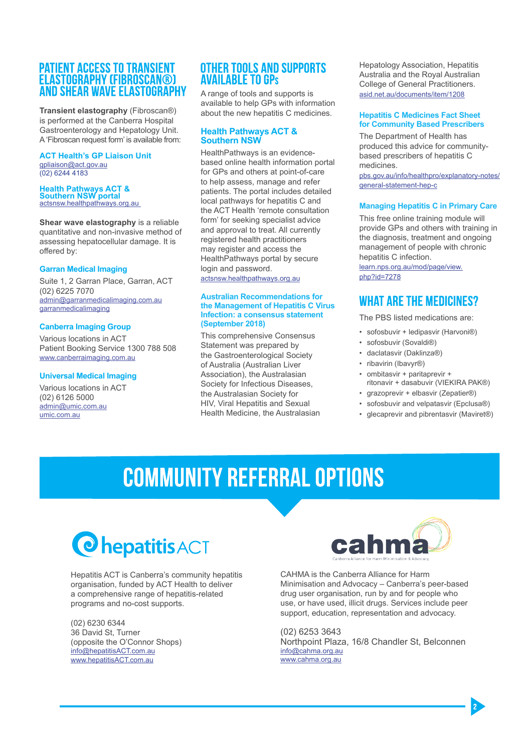## PATIENT ACCESS TO TRANSIENT ELASTOGRAPHY (FIBROSCAN®) AND SHEAR WAVE ELASTOGRAPHY

**Transient elastography** (Fibroscan®) is performed at the Canberra Hospital Gastroenterology and Hepatology Unit. A 'Fibroscan request form' is available from:

### ACT Health's GP Liaison Unit

gpliaison@act.gov.au
(02) 6244 4183

### Health Pathways ACT & Southern NSW portal

actsnsw.healthpathways.org.au

**Shear wave elastography** is a reliable quantitative and non-invasive method of assessing hepatocellular damage. It is offered by:

### Garran Medical Imaging

Suite 1, 2 Garran Place, Garran, ACT
(02) 6225 7070
admin@garranmedicalimaging.com.au
garranmedicalimaging

### Canberra Imaging Group

Various locations in ACT
Patient Booking Service 1300 788 508
www.canberraimaging.com.au

### Universal Medical Imaging

Various locations in ACT
(02) 6126 5000
admin@umic.com.au
umic.com.au

## OTHER TOOLS AND SUPPORTS AVAILABLE TO GPs

A range of tools and supports is available to help GPs with information about the new hepatitis C medicines.

### Health Pathways ACT & Southern NSW

HealthPathways is an evidence-based online health information portal for GPs and others at point-of-care to help assess, manage and refer patients. The portal includes detailed local pathways for hepatitis C and the ACT Health 'remote consultation form' for seeking specialist advice and approval to treat. All currently registered health practitioners may register and access the HealthPathways portal by secure login and password.
actsnsw.healthpathways.org.au

### Australian Recommendations for the Management of Hepatitis C Virus Infection: a consensus statement (September 2018)

This comprehensive Consensus Statement was prepared by the Gastroenterological Society of Australia (Australian Liver Association), the Australasian Society for Infectious Diseases, the Australasian Society for HIV, Viral Hepatitis and Sexual Health Medicine, the Australasian Hepatology Association, Hepatitis Australia and the Royal Australian College of General Practitioners.
asid.net.au/documents/item/1208

### Hepatitis C Medicines Fact Sheet for Community Based Prescribers

The Department of Health has produced this advice for community-based prescribers of hepatitis C medicines.
pbs.gov.au/info/healthpro/explanatory-notes/general-statement-hep-c

### Managing Hepatitis C in Primary Care

This free online training module will provide GPs and others with training in the diagnosis, treatment and ongoing management of people with chronic hepatitis C infection.
learn.nps.org.au/mod/page/view.php?id=7278

## WHAT ARE THE MEDICINES?

The PBS listed medications are:

- sofosbuvir + ledipasvir (Harvoni®)
- sofosbuvir (Sovaldi®)
- daclatasvir (Daklinza®)
- ribavirin (Ibavyr®)
- ombitasvir + paritaprevir + ritonavir + dasabuvir (VIEKIRA PAK®)
- grazoprevir + elbasvir (Zepatier®)
- sofosbuvir and velpatasvir (Epclusa®)
- glecaprevir and pibrentasvir (Maviret®)

# COMMUNITY REFERRAL OPTIONS

### hepatitis ACT

Hepatitis ACT is Canberra's community hepatitis organisation, funded by ACT Health to deliver a comprehensive range of hepatitis-related programs and no-cost supports.

(02) 6230 6344
36 David St, Turner
(opposite the O'Connor Shops)
info@hepatitisACT.com.au
www.hepatitisACT.com.au

### cahma

Canberra Alliance for Harm Minimisation & Advocacy

CAHMA is the Canberra Alliance for Harm Minimisation and Advocacy – Canberra's peer-based drug user organisation, run by and for people who use, or have used, illicit drugs. Services include peer support, education, representation and advocacy.

(02) 6253 3643
Northpoint Plaza, 16/8 Chandler St, Belconnen
info@cahma.org.au
www.cahma.org.au